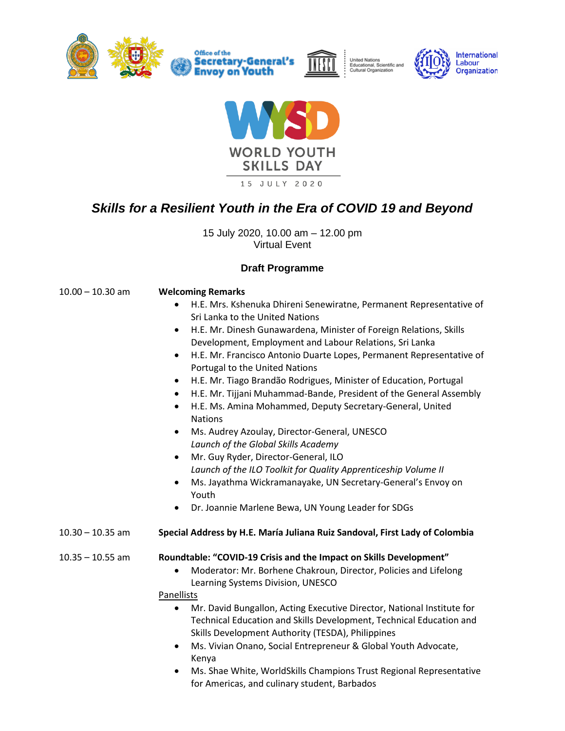WORLD YOUTH SKILLS DAY

15 JULY 2020

# *Skills for a Resilient Youth in the Era of COVID 19 and Beyond*

15 July 2020, 10.00 am – 12.00 pm
Virtual Event

## Draft Programme

10.00 – 10.30 am **Welcoming Remarks**

- H.E. Mrs. Kshenuka Dhireni Senewiratne, Permanent Representative of Sri Lanka to the United Nations
- H.E. Mr. Dinesh Gunawardena, Minister of Foreign Relations, Skills Development, Employment and Labour Relations, Sri Lanka
- H.E. Mr. Francisco Antonio Duarte Lopes, Permanent Representative of Portugal to the United Nations
- H.E. Mr. Tiago Brandão Rodrigues, Minister of Education, Portugal
- H.E. Mr. Tijjani Muhammad-Bande, President of the General Assembly
- H.E. Ms. Amina Mohammed, Deputy Secretary-General, United Nations
- Ms. Audrey Azoulay, Director-General, UNESCO
  *Launch of the Global Skills Academy*
- Mr. Guy Ryder, Director-General, ILO
  *Launch of the ILO Toolkit for Quality Apprenticeship Volume II*
- Ms. Jayathma Wickramanayake, UN Secretary-General's Envoy on Youth
- Dr. Joannie Marlene Bewa, UN Young Leader for SDGs

10.30 – 10.35 am **Special Address by H.E. María Juliana Ruiz Sandoval, First Lady of Colombia**

10.35 – 10.55 am **Roundtable: "COVID-19 Crisis and the Impact on Skills Development"**

- Moderator: Mr. Borhene Chakroun, Director, Policies and Lifelong Learning Systems Division, UNESCO

Panellists

- Mr. David Bungallon, Acting Executive Director, National Institute for Technical Education and Skills Development, Technical Education and Skills Development Authority (TESDA), Philippines
- Ms. Vivian Onano, Social Entrepreneur & Global Youth Advocate, Kenya
- Ms. Shae White, WorldSkills Champions Trust Regional Representative for Americas, and culinary student, Barbados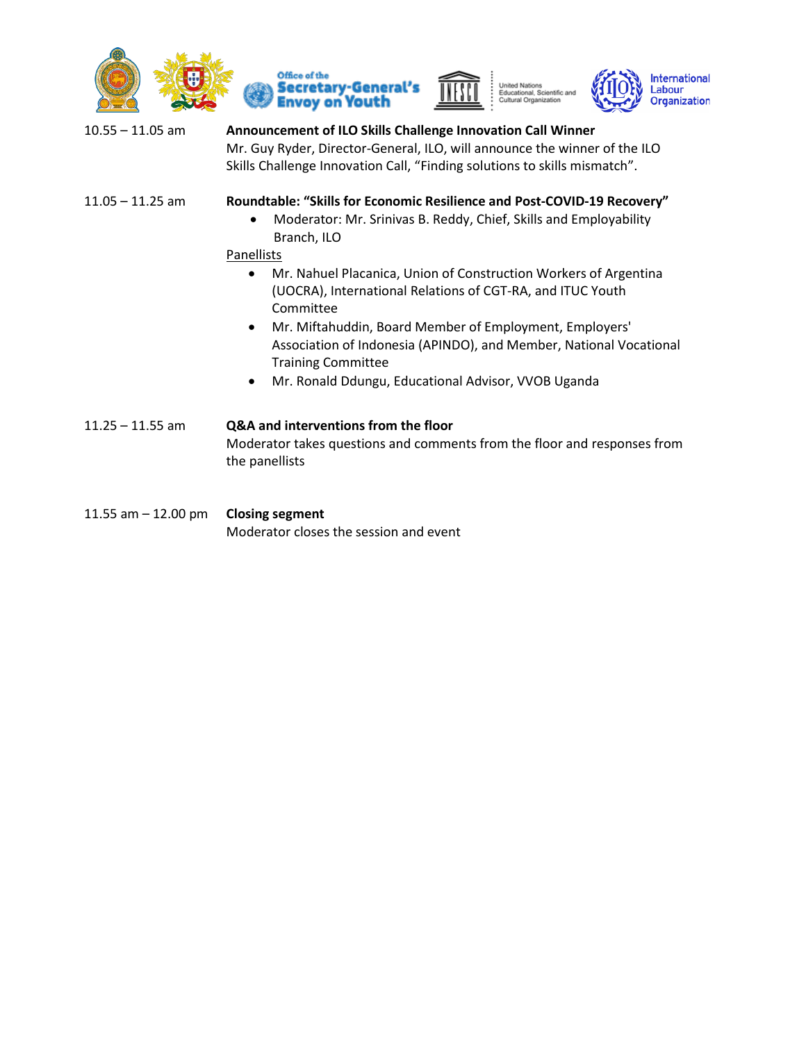| | |
|---|---|
| 10.55 – 11.05 am | **Announcement of ILO Skills Challenge Innovation Call Winner**<br>Mr. Guy Ryder, Director-General, ILO, will announce the winner of the ILO Skills Challenge Innovation Call, “Finding solutions to skills mismatch”. |
| 11.05 – 11.25 am | **Roundtable: “Skills for Economic Resilience and Post-COVID-19 Recovery”**<br>• Moderator: Mr. Srinivas B. Reddy, Chief, Skills and Employability Branch, ILO<br>Panellists<br>• Mr. Nahuel Placanica, Union of Construction Workers of Argentina (UOCRA), International Relations of CGT-RA, and ITUC Youth Committee<br>• Mr. Miftahuddin, Board Member of Employment, Employers' Association of Indonesia (APINDO), and Member, National Vocational Training Committee<br>• Mr. Ronald Ddungu, Educational Advisor, VVOB Uganda |
| 11.25 – 11.55 am | **Q&A and interventions from the floor**<br>Moderator takes questions and comments from the floor and responses from the panellists |
| 11.55 am – 12.00 pm | **Closing segment**<br>Moderator closes the session and event |